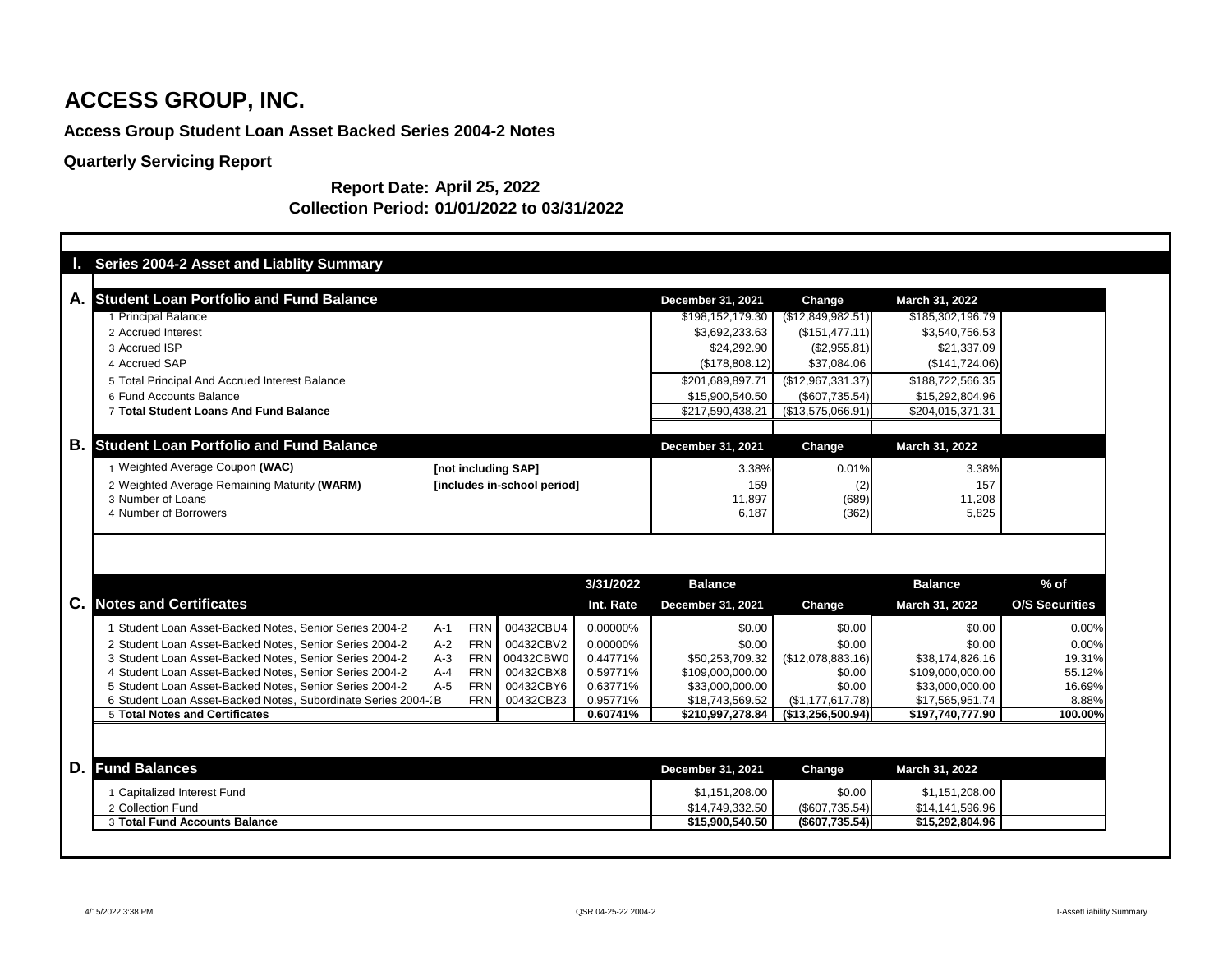# ACCESS GROUP, INC.

### Access Group Student Loan Asset Backed Series 2004-2 Notes

### Quarterly Servicing Report

**Report Date: April 25, 2022**
**Collection Period: 01/01/2022 to 03/31/2022**

## I. Series 2004-2 Asset and Liablity Summary

### A. Student Loan Portfolio and Fund Balance

| | December 31, 2021 | Change | March 31, 2022 |
|---|---|---|---|
| 1 Principal Balance | $198,152,179.30 | ($12,849,982.51) | $185,302,196.79 |
| 2 Accrued Interest | $3,692,233.63 | ($151,477.11) | $3,540,756.53 |
| 3 Accrued ISP | $24,292.90 | ($2,955.81) | $21,337.09 |
| 4 Accrued SAP | ($178,808.12) | $37,084.06 | ($141,724.06) |
| 5 Total Principal And Accrued Interest Balance | $201,689,897.71 | ($12,967,331.37) | $188,722,566.35 |
| 6 Fund Accounts Balance | $15,900,540.50 | ($607,735.54) | $15,292,804.96 |
| 7 **Total Student Loans And Fund Balance** | $217,590,438.21 | ($13,575,066.91) | $204,015,371.31 |

### B. Student Loan Portfolio and Fund Balance

| | | December 31, 2021 | Change | March 31, 2022 |
|---|---|---|---|---|
| 1 Weighted Average Coupon **(WAC)** | [not including SAP] | 3.38% | 0.01% | 3.38% |
| 2 Weighted Average Remaining Maturity **(WARM)** | [includes in-school period] | 159 | (2) | 157 |
| 3 Number of Loans | | 11,897 | (689) | 11,208 |
| 4 Number of Borrowers | | 6,187 | (362) | 5,825 |

### C. Notes and Certificates

| | | | | 3/31/2022 Int. Rate | Balance December 31, 2021 | Change | Balance March 31, 2022 | % of O/S Securities |
|---|---|---|---|---|---|---|---|---|
| 1 Student Loan Asset-Backed Notes, Senior Series 2004-2 | A-1 | FRN | 00432CBU4 | 0.00000% | $0.00 | $0.00 | $0.00 | 0.00% |
| 2 Student Loan Asset-Backed Notes, Senior Series 2004-2 | A-2 | FRN | 00432CBV2 | 0.00000% | $0.00 | $0.00 | $0.00 | 0.00% |
| 3 Student Loan Asset-Backed Notes, Senior Series 2004-2 | A-3 | FRN | 00432CBW0 | 0.44771% | $50,253,709.32 | ($12,078,883.16) | $38,174,826.16 | 19.31% |
| 4 Student Loan Asset-Backed Notes, Senior Series 2004-2 | A-4 | FRN | 00432CBX8 | 0.59771% | $109,000,000.00 | $0.00 | $109,000,000.00 | 55.12% |
| 5 Student Loan Asset-Backed Notes, Senior Series 2004-2 | A-5 | FRN | 00432CBY6 | 0.63771% | $33,000,000.00 | $0.00 | $33,000,000.00 | 16.69% |
| 6 Student Loan Asset-Backed Notes, Subordinate Series 2004-2 | B | FRN | 00432CBZ3 | 0.95771% | $18,743,569.52 | ($1,177,617.78) | $17,565,951.74 | 8.88% |
| 5 **Total Notes and Certificates** | | | | 0.60741% | $210,997,278.84 | ($13,256,500.94) | $197,740,777.90 | 100.00% |

### D. Fund Balances

| | December 31, 2021 | Change | March 31, 2022 |
|---|---|---|---|
| 1 Capitalized Interest Fund | $1,151,208.00 | $0.00 | $1,151,208.00 |
| 2 Collection Fund | $14,749,332.50 | ($607,735.54) | $14,141,596.96 |
| 3 **Total Fund Accounts Balance** | $15,900,540.50 | ($607,735.54) | $15,292,804.96 |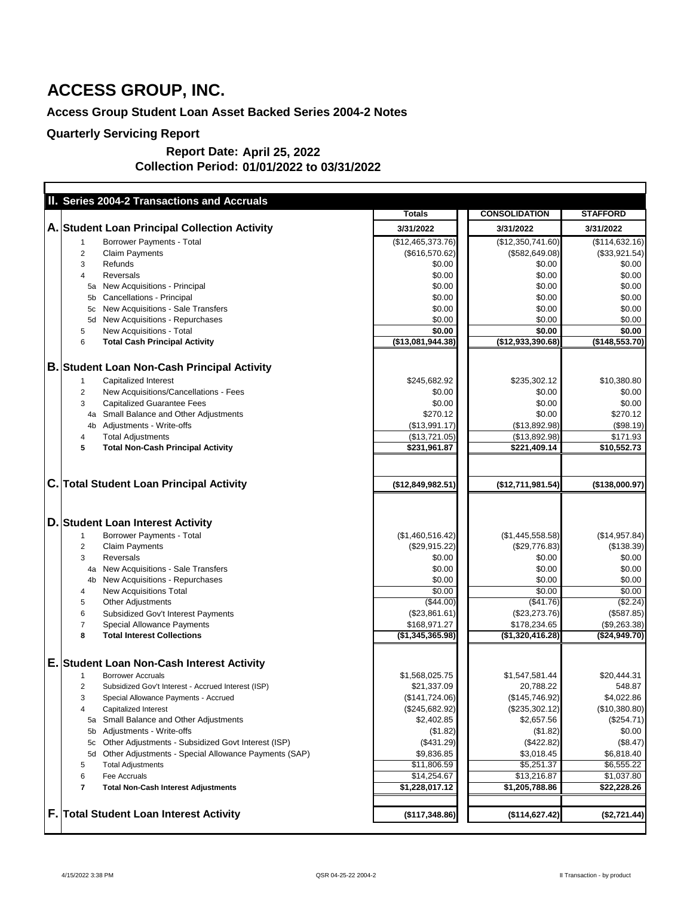# ACCESS GROUP, INC.

## Access Group Student Loan Asset Backed Series 2004-2 Notes

### Quarterly Servicing Report

**Report Date: April 25, 2022**
**Collection Period: 01/01/2022 to 03/31/2022**

## II. Series 2004-2 Transactions and Accruals

| | | Totals | CONSOLIDATION | STAFFORD |
|---|---|---|---|---|
| **A.** | **Student Loan Principal Collection Activity** | **3/31/2022** | **3/31/2022** | **3/31/2022** |
| 1 | Borrower Payments - Total | ($12,465,373.76) | ($12,350,741.60) | ($114,632.16) |
| 2 | Claim Payments | ($616,570.62) | ($582,649.08) | ($33,921.54) |
| 3 | Refunds | $0.00 | $0.00 | $0.00 |
| 4 | Reversals | $0.00 | $0.00 | $0.00 |
| 5a | New Acquisitions - Principal | $0.00 | $0.00 | $0.00 |
| 5b | Cancellations - Principal | $0.00 | $0.00 | $0.00 |
| 5c | New Acquisitions - Sale Transfers | $0.00 | $0.00 | $0.00 |
| 5d | New Acquisitions - Repurchases | $0.00 | $0.00 | $0.00 |
| 5 | New Acquisitions - Total | **$0.00** | **$0.00** | **$0.00** |
| 6 | **Total Cash Principal Activity** | **($13,081,944.38)** | **($12,933,390.68)** | **($148,553.70)** |
| **B.** | **Student Loan Non-Cash Principal Activity** | | | |
| 1 | Capitalized Interest | $245,682.92 | $235,302.12 | $10,380.80 |
| 2 | New Acquisitions/Cancellations - Fees | $0.00 | $0.00 | $0.00 |
| 3 | Capitalized Guarantee Fees | $0.00 | $0.00 | $0.00 |
| 4a | Small Balance and Other Adjustments | $270.12 | $0.00 | $270.12 |
| 4b | Adjustments - Write-offs | ($13,991.17) | ($13,892.98) | ($98.19) |
| 4 | Total Adjustments | ($13,721.05) | ($13,892.98) | $171.93 |
| **5** | **Total Non-Cash Principal Activity** | **$231,961.87** | **$221,409.14** | **$10,552.73** |
| **C.** | **Total Student Loan Principal Activity** | **($12,849,982.51)** | **($12,711,981.54)** | **($138,000.97)** |
| **D.** | **Student Loan Interest Activity** | | | |
| 1 | Borrower Payments - Total | ($1,460,516.42) | ($1,445,558.58) | ($14,957.84) |
| 2 | Claim Payments | ($29,915.22) | ($29,776.83) | ($138.39) |
| 3 | Reversals | $0.00 | $0.00 | $0.00 |
| 4a | New Acquisitions - Sale Transfers | $0.00 | $0.00 | $0.00 |
| 4b | New Acquisitions - Repurchases | $0.00 | $0.00 | $0.00 |
| 4 | New Acquisitions Total | $0.00 | $0.00 | $0.00 |
| 5 | Other Adjustments | ($44.00) | ($41.76) | ($2.24) |
| 6 | Subsidized Gov't Interest Payments | ($23,861.61) | ($23,273.76) | ($587.85) |
| 7 | Special Allowance Payments | $168,971.27 | $178,234.65 | ($9,263.38) |
| **8** | **Total Interest Collections** | **($1,345,365.98)** | **($1,320,416.28)** | **($24,949.70)** |
| **E.** | **Student Loan Non-Cash Interest Activity** | | | |
| 1 | Borrower Accruals | $1,568,025.75 | $1,547,581.44 | $20,444.31 |
| 2 | Subsidized Gov't Interest - Accrued Interest (ISP) | $21,337.09 | 20,788.22 | 548.87 |
| 3 | Special Allowance Payments - Accrued | ($141,724.06) | ($145,746.92) | $4,022.86 |
| 4 | Capitalized Interest | ($245,682.92) | ($235,302.12) | ($10,380.80) |
| 5a | Small Balance and Other Adjustments | $2,402.85 | $2,657.56 | ($254.71) |
| 5b | Adjustments - Write-offs | ($1.82) | ($1.82) | $0.00 |
| 5c | Other Adjustments - Subsidized Govt Interest (ISP) | ($431.29) | ($422.82) | ($8.47) |
| 5d | Other Adjustments - Special Allowance Payments (SAP) | $9,836.85 | $3,018.45 | $6,818.40 |
| 5 | Total Adjustments | $11,806.59 | $5,251.37 | $6,555.22 |
| 6 | Fee Accruals | $14,254.67 | $13,216.87 | $1,037.80 |
| **7** | **Total Non-Cash Interest Adjustments** | **$1,228,017.12** | **$1,205,788.86** | **$22,228.26** |
| **F.** | **Total Student Loan Interest Activity** | **($117,348.86)** | **($114,627.42)** | **($2,721.44)** |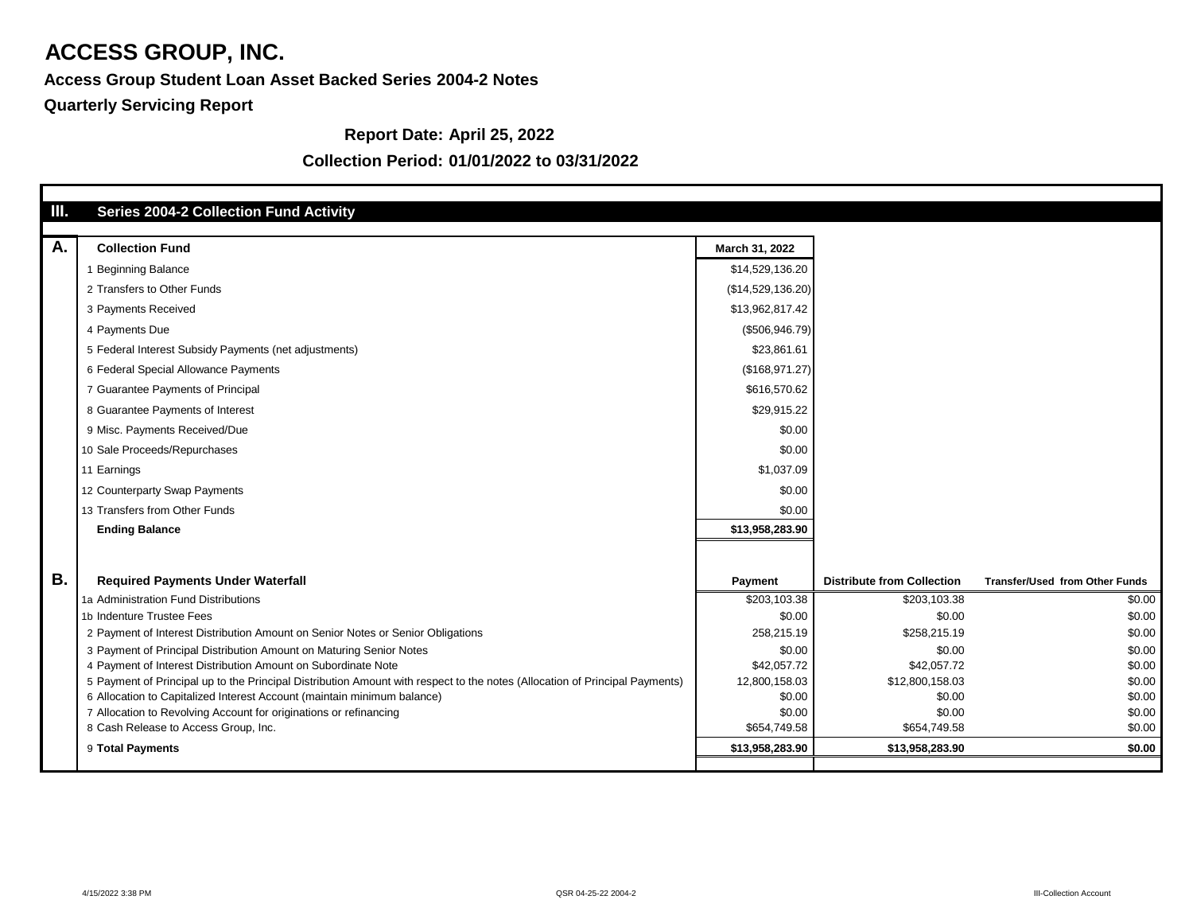# ACCESS GROUP, INC.

**Access Group Student Loan Asset Backed Series 2004-2 Notes**

**Quarterly Servicing Report**

**Report Date: April 25, 2022**

**Collection Period: 01/01/2022 to 03/31/2022**

## III. Series 2004-2 Collection Fund Activity

### A. Collection Fund

| | Collection Fund | March 31, 2022 |
|---|---|---|
| 1 | Beginning Balance | $14,529,136.20 |
| 2 | Transfers to Other Funds | ($14,529,136.20) |
| 3 | Payments Received | $13,962,817.42 |
| 4 | Payments Due | ($506,946.79) |
| 5 | Federal Interest Subsidy Payments (net adjustments) | $23,861.61 |
| 6 | Federal Special Allowance Payments | ($168,971.27) |
| 7 | Guarantee Payments of Principal | $616,570.62 |
| 8 | Guarantee Payments of Interest | $29,915.22 |
| 9 | Misc. Payments Received/Due | $0.00 |
| 10 | Sale Proceeds/Repurchases | $0.00 |
| 11 | Earnings | $1,037.09 |
| 12 | Counterparty Swap Payments | $0.00 |
| 13 | Transfers from Other Funds | $0.00 |
| | **Ending Balance** | **$13,958,283.90** |

### B. Required Payments Under Waterfall

| | Required Payments Under Waterfall | Payment | Distribute from Collection | Transfer/Used from Other Funds |
|---|---|---|---|---|
| 1a | Administration Fund Distributions | $203,103.38 | $203,103.38 | $0.00 |
| 1b | Indenture Trustee Fees | $0.00 | $0.00 | $0.00 |
| 2 | Payment of Interest Distribution Amount on Senior Notes or Senior Obligations | 258,215.19 | $258,215.19 | $0.00 |
| 3 | Payment of Principal Distribution Amount on Maturing Senior Notes | $0.00 | $0.00 | $0.00 |
| 4 | Payment of Interest Distribution Amount on Subordinate Note | $42,057.72 | $42,057.72 | $0.00 |
| 5 | Payment of Principal up to the Principal Distribution Amount with respect to the notes (Allocation of Principal Payments) | 12,800,158.03 | $12,800,158.03 | $0.00 |
| 6 | Allocation to Capitalized Interest Account (maintain minimum balance) | $0.00 | $0.00 | $0.00 |
| 7 | Allocation to Revolving Account for originations or refinancing | $0.00 | $0.00 | $0.00 |
| 8 | Cash Release to Access Group, Inc. | $654,749.58 | $654,749.58 | $0.00 |
| 9 | **Total Payments** | **$13,958,283.90** | **$13,958,283.90** | **$0.00** |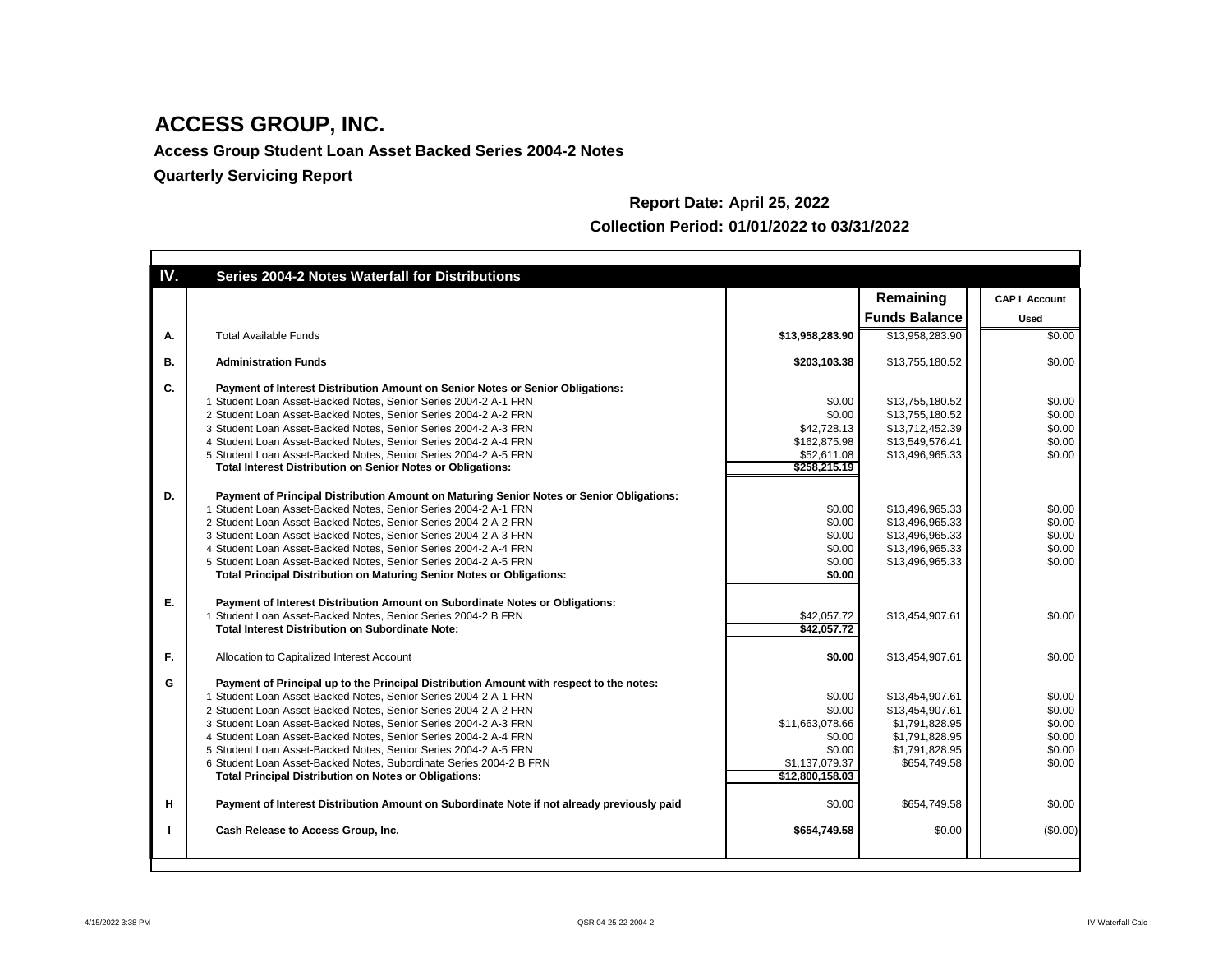# ACCESS GROUP, INC.

**Access Group Student Loan Asset Backed Series 2004-2 Notes**

**Quarterly Servicing Report**

**Report Date: April 25, 2022**

**Collection Period: 01/01/2022 to 03/31/2022**

| IV. | | Series 2004-2 Notes Waterfall for Distributions | | Remaining Funds Balance | CAP I Account Used |
|---|---|---|---|---|---|
| A. | | Total Available Funds | **$13,958,283.90** | $13,958,283.90 | $0.00 |
| B. | | **Administration Funds** | **$203,103.38** | $13,755,180.52 | $0.00 |
| C. | | **Payment of Interest Distribution Amount on Senior Notes or Senior Obligations:** | | | |
| | 1 | Student Loan Asset-Backed Notes, Senior Series 2004-2 A-1 FRN | $0.00 | $13,755,180.52 | $0.00 |
| | 2 | Student Loan Asset-Backed Notes, Senior Series 2004-2 A-2 FRN | $0.00 | $13,755,180.52 | $0.00 |
| | 3 | Student Loan Asset-Backed Notes, Senior Series 2004-2 A-3 FRN | $42,728.13 | $13,712,452.39 | $0.00 |
| | 4 | Student Loan Asset-Backed Notes, Senior Series 2004-2 A-4 FRN | $162,875.98 | $13,549,576.41 | $0.00 |
| | 5 | Student Loan Asset-Backed Notes, Senior Series 2004-2 A-5 FRN | $52,611.08 | $13,496,965.33 | $0.00 |
| | | **Total Interest Distribution on Senior Notes or Obligations:** | **$258,215.19** | | |
| D. | | **Payment of Principal Distribution Amount on Maturing Senior Notes or Senior Obligations:** | | | |
| | 1 | Student Loan Asset-Backed Notes, Senior Series 2004-2 A-1 FRN | $0.00 | $13,496,965.33 | $0.00 |
| | 2 | Student Loan Asset-Backed Notes, Senior Series 2004-2 A-2 FRN | $0.00 | $13,496,965.33 | $0.00 |
| | 3 | Student Loan Asset-Backed Notes, Senior Series 2004-2 A-3 FRN | $0.00 | $13,496,965.33 | $0.00 |
| | 4 | Student Loan Asset-Backed Notes, Senior Series 2004-2 A-4 FRN | $0.00 | $13,496,965.33 | $0.00 |
| | 5 | Student Loan Asset-Backed Notes, Senior Series 2004-2 A-5 FRN | $0.00 | $13,496,965.33 | $0.00 |
| | | **Total Principal Distribution on Maturing Senior Notes or Obligations:** | **$0.00** | | |
| E. | | **Payment of Interest Distribution Amount on Subordinate Notes or Obligations:** | | | |
| | 1 | Student Loan Asset-Backed Notes, Senior Series 2004-2 B FRN | $42,057.72 | $13,454,907.61 | $0.00 |
| | | **Total Interest Distribution on Subordinate Note:** | **$42,057.72** | | |
| F. | | Allocation to Capitalized Interest Account | **$0.00** | $13,454,907.61 | $0.00 |
| G | | **Payment of Principal up to the Principal Distribution Amount with respect to the notes:** | | | |
| | 1 | Student Loan Asset-Backed Notes, Senior Series 2004-2 A-1 FRN | $0.00 | $13,454,907.61 | $0.00 |
| | 2 | Student Loan Asset-Backed Notes, Senior Series 2004-2 A-2 FRN | $0.00 | $13,454,907.61 | $0.00 |
| | 3 | Student Loan Asset-Backed Notes, Senior Series 2004-2 A-3 FRN | $11,663,078.66 | $1,791,828.95 | $0.00 |
| | 4 | Student Loan Asset-Backed Notes, Senior Series 2004-2 A-4 FRN | $0.00 | $1,791,828.95 | $0.00 |
| | 5 | Student Loan Asset-Backed Notes, Senior Series 2004-2 A-5 FRN | $0.00 | $1,791,828.95 | $0.00 |
| | 6 | Student Loan Asset-Backed Notes, Subordinate Series 2004-2 B FRN | $1,137,079.37 | $654,749.58 | $0.00 |
| | | **Total Principal Distribution on Notes or Obligations:** | **$12,800,158.03** | | |
| H | | **Payment of Interest Distribution Amount on Subordinate Note if not already previously paid** | $0.00 | $654,749.58 | $0.00 |
| I | | **Cash Release to Access Group, Inc.** | **$654,749.58** | $0.00 | ($0.00) |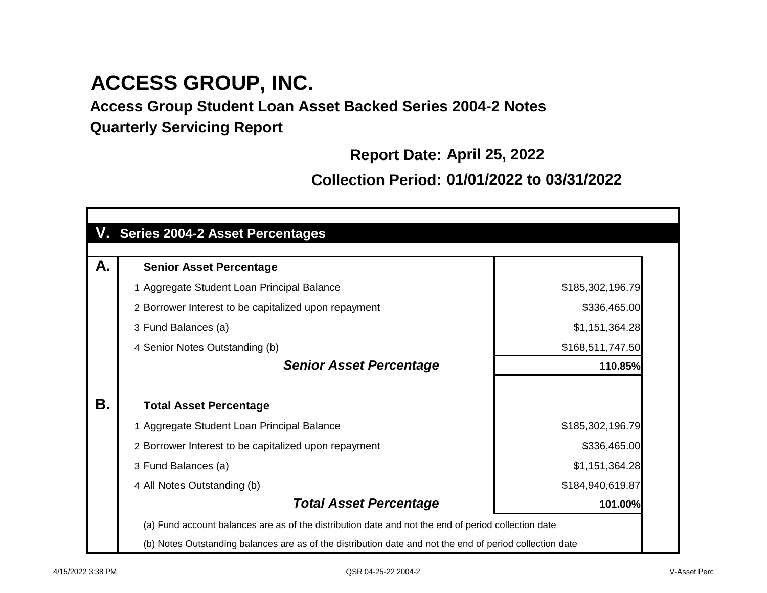# ACCESS GROUP, INC.

**Access Group Student Loan Asset Backed Series 2004-2 Notes**

**Quarterly Servicing Report**

**Report Date:** April 25, 2022

**Collection Period:** 01/01/2022 to 03/31/2022

## V. Series 2004-2 Asset Percentages

| | | |
|---|---|---|
| **A.** | **Senior Asset Percentage** | |
| | 1 Aggregate Student Loan Principal Balance | $185,302,196.79 |
| | 2 Borrower Interest to be capitalized upon repayment | $336,465.00 |
| | 3 Fund Balances (a) | $1,151,364.28 |
| | 4 Senior Notes Outstanding (b) | $168,511,747.50 |
| | ***Senior Asset Percentage*** | **110.85%** |
| **B.** | **Total Asset Percentage** | |
| | 1 Aggregate Student Loan Principal Balance | $185,302,196.79 |
| | 2 Borrower Interest to be capitalized upon repayment | $336,465.00 |
| | 3 Fund Balances (a) | $1,151,364.28 |
| | 4 All Notes Outstanding (b) | $184,940,619.87 |
| | ***Total Asset Percentage*** | **101.00%** |

(a) Fund account balances are as of the distribution date and not the end of period collection date

(b) Notes Outstanding balances are as of the distribution date and not the end of period collection date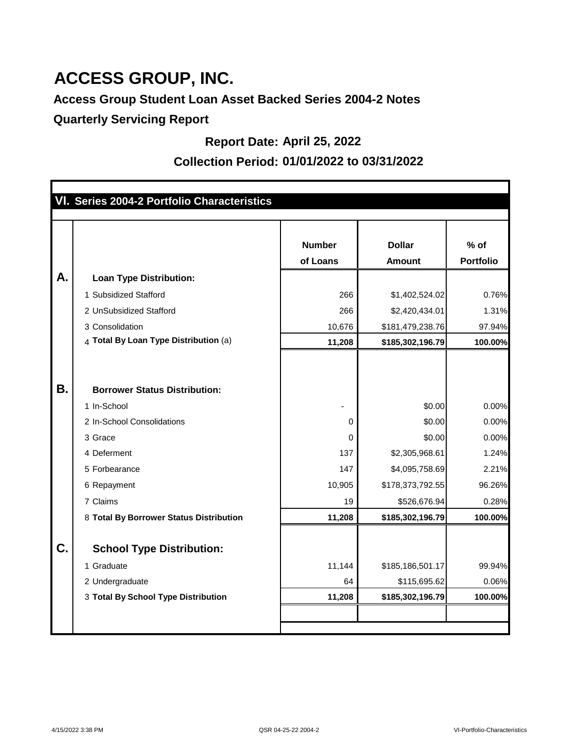# ACCESS GROUP, INC.

## Access Group Student Loan Asset Backed Series 2004-2 Notes

## Quarterly Servicing Report

**Report Date: April 25, 2022**

**Collection Period: 01/01/2022 to 03/31/2022**

### VI. Series 2004-2 Portfolio Characteristics

| | | Number of Loans | Dollar Amount | % of Portfolio |
|---|---|---|---|---|
| **A.** | **Loan Type Distribution:** | | | |
| | 1 Subsidized Stafford | 266 | $1,402,524.02 | 0.76% |
| | 2 UnSubsidized Stafford | 266 | $2,420,434.01 | 1.31% |
| | 3 Consolidation | 10,676 | $181,479,238.76 | 97.94% |
| | 4 **Total By Loan Type Distribution** (a) | **11,208** | **$185,302,196.79** | **100.00%** |
| **B.** | **Borrower Status Distribution:** | | | |
| | 1 In-School | - | $0.00 | 0.00% |
| | 2 In-School Consolidations | 0 | $0.00 | 0.00% |
| | 3 Grace | 0 | $0.00 | 0.00% |
| | 4 Deferment | 137 | $2,305,968.61 | 1.24% |
| | 5 Forbearance | 147 | $4,095,758.69 | 2.21% |
| | 6 Repayment | 10,905 | $178,373,792.55 | 96.26% |
| | 7 Claims | 19 | $526,676.94 | 0.28% |
| | 8 **Total By Borrower Status Distribution** | **11,208** | **$185,302,196.79** | **100.00%** |
| **C.** | **School Type Distribution:** | | | |
| | 1 Graduate | 11,144 | $185,186,501.17 | 99.94% |
| | 2 Undergraduate | 64 | $115,695.62 | 0.06% |
| | 3 **Total By School Type Distribution** | **11,208** | **$185,302,196.79** | **100.00%** |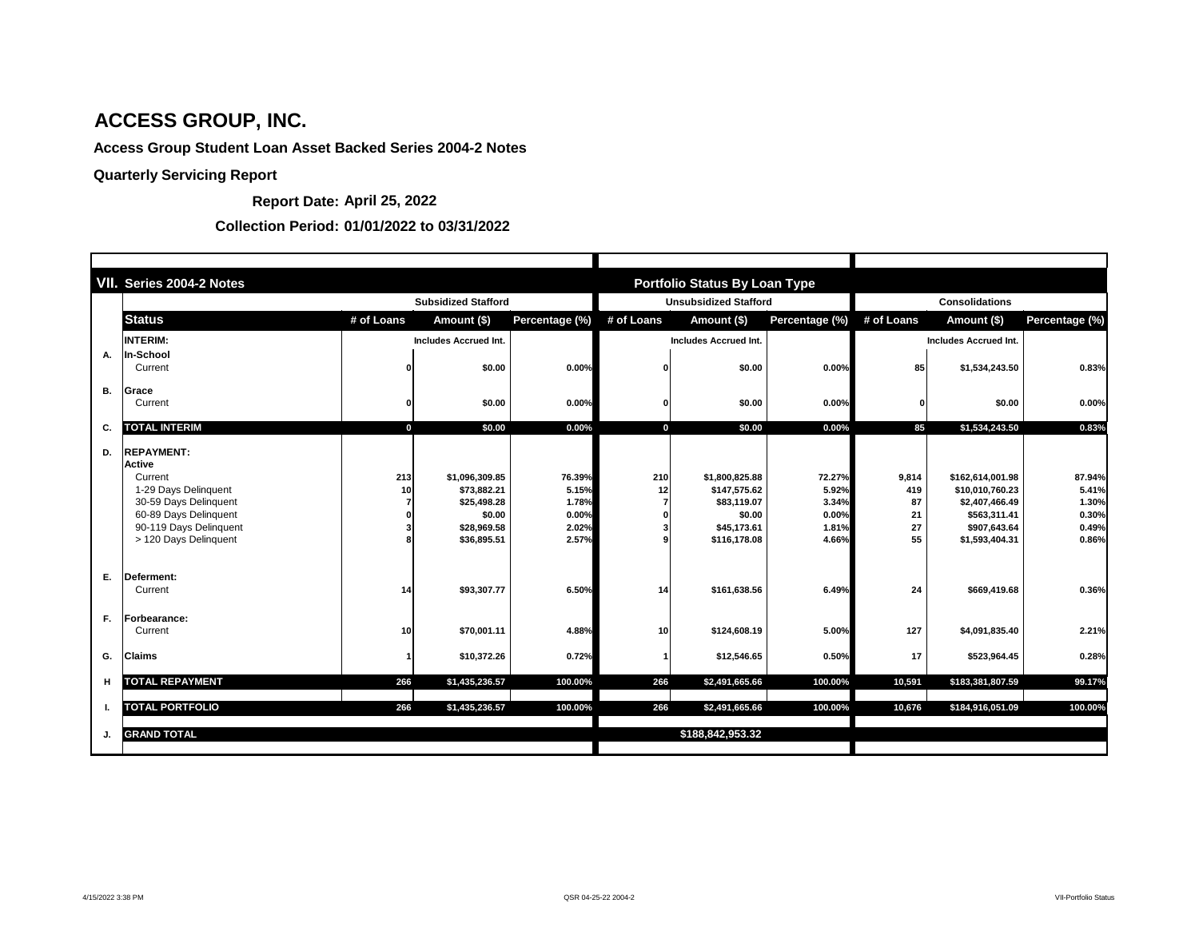# ACCESS GROUP, INC.

**Access Group Student Loan Asset Backed Series 2004-2 Notes**

**Quarterly Servicing Report**

**Report Date: April 25, 2022**

**Collection Period: 01/01/2022 to 03/31/2022**

| | VII. Series 2004-2 Notes | | | | Portfolio Status By Loan Type | | | | | |
|---|---|---|---|---|---|---|---|---|---|---|
| | | Subsidized Stafford | | | Unsubsidized Stafford | | | Consolidations | | |
| | **Status** | # of Loans | Amount ($) | Percentage (%) | # of Loans | Amount ($) | Percentage (%) | # of Loans | Amount ($) | Percentage (%) |
| | **INTERIM:** | | Includes Accrued Int. | | | Includes Accrued Int. | | | Includes Accrued Int. | |
| A. | **In-School** | | | | | | | | | |
| | Current | 0 | $0.00 | 0.00% | 0 | $0.00 | 0.00% | 85 | $1,534,243.50 | 0.83% |
| B. | **Grace** | | | | | | | | | |
| | Current | 0 | $0.00 | 0.00% | 0 | $0.00 | 0.00% | 0 | $0.00 | 0.00% |
| C. | **TOTAL INTERIM** | 0 | $0.00 | 0.00% | 0 | $0.00 | 0.00% | 85 | $1,534,243.50 | 0.83% |
| D. | **REPAYMENT:** | | | | | | | | | |
| | **Active** | | | | | | | | | |
| | Current | 213 | $1,096,309.85 | 76.39% | 210 | $1,800,825.88 | 72.27% | 9,814 | $162,614,001.98 | 87.94% |
| | 1-29 Days Delinquent | 10 | $73,882.21 | 5.15% | 12 | $147,575.62 | 5.92% | 419 | $10,010,760.23 | 5.41% |
| | 30-59 Days Delinquent | 7 | $25,498.28 | 1.78% | 7 | $83,119.07 | 3.34% | 87 | $2,407,466.49 | 1.30% |
| | 60-89 Days Delinquent | 0 | $0.00 | 0.00% | 0 | $0.00 | 0.00% | 21 | $563,311.41 | 0.30% |
| | 90-119 Days Delinquent | 3 | $28,969.58 | 2.02% | 3 | $45,173.61 | 1.81% | 27 | $907,643.64 | 0.49% |
| | > 120 Days Delinquent | 8 | $36,895.51 | 2.57% | 9 | $116,178.08 | 4.66% | 55 | $1,593,404.31 | 0.86% |
| E. | **Deferment:** | | | | | | | | | |
| | Current | 14 | $93,307.77 | 6.50% | 14 | $161,638.56 | 6.49% | 24 | $669,419.68 | 0.36% |
| F. | **Forbearance:** | | | | | | | | | |
| | Current | 10 | $70,001.11 | 4.88% | 10 | $124,608.19 | 5.00% | 127 | $4,091,835.40 | 2.21% |
| G. | **Claims** | 1 | $10,372.26 | 0.72% | 1 | $12,546.65 | 0.50% | 17 | $523,964.45 | 0.28% |
| H | **TOTAL REPAYMENT** | 266 | $1,435,236.57 | 100.00% | 266 | $2,491,665.66 | 100.00% | 10,591 | $183,381,807.59 | 99.17% |
| I. | **TOTAL PORTFOLIO** | 266 | $1,435,236.57 | 100.00% | 266 | $2,491,665.66 | 100.00% | 10,676 | $184,916,051.09 | 100.00% |
| J. | **GRAND TOTAL** | | | | | $188,842,953.32 | | | | |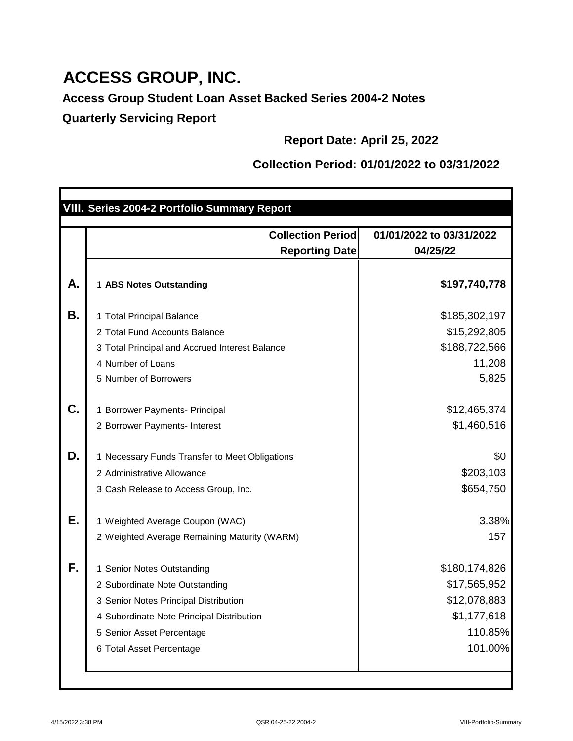# ACCESS GROUP, INC.

## Access Group Student Loan Asset Backed Series 2004-2 Notes

## Quarterly Servicing Report

**Report Date: April 25, 2022**

**Collection Period: 01/01/2022 to 03/31/2022**

### VIII. Series 2004-2 Portfolio Summary Report

| | | Collection Period | 01/01/2022 to 03/31/2022 |
|---|---|---|---|
| | | Reporting Date | 04/25/22 |
| **A.** | 1 | **ABS Notes Outstanding** | **$197,740,778** |
| **B.** | 1 | Total Principal Balance | $185,302,197 |
| | 2 | Total Fund Accounts Balance | $15,292,805 |
| | 3 | Total Principal and Accrued Interest Balance | $188,722,566 |
| | 4 | Number of Loans | 11,208 |
| | 5 | Number of Borrowers | 5,825 |
| **C.** | 1 | Borrower Payments- Principal | $12,465,374 |
| | 2 | Borrower Payments- Interest | $1,460,516 |
| **D.** | 1 | Necessary Funds Transfer to Meet Obligations | $0 |
| | 2 | Administrative Allowance | $203,103 |
| | 3 | Cash Release to Access Group, Inc. | $654,750 |
| **E.** | 1 | Weighted Average Coupon (WAC) | 3.38% |
| | 2 | Weighted Average Remaining Maturity (WARM) | 157 |
| **F.** | 1 | Senior Notes Outstanding | $180,174,826 |
| | 2 | Subordinate Note Outstanding | $17,565,952 |
| | 3 | Senior Notes Principal Distribution | $12,078,883 |
| | 4 | Subordinate Note Principal Distribution | $1,177,618 |
| | 5 | Senior Asset Percentage | 110.85% |
| | 6 | Total Asset Percentage | 101.00% |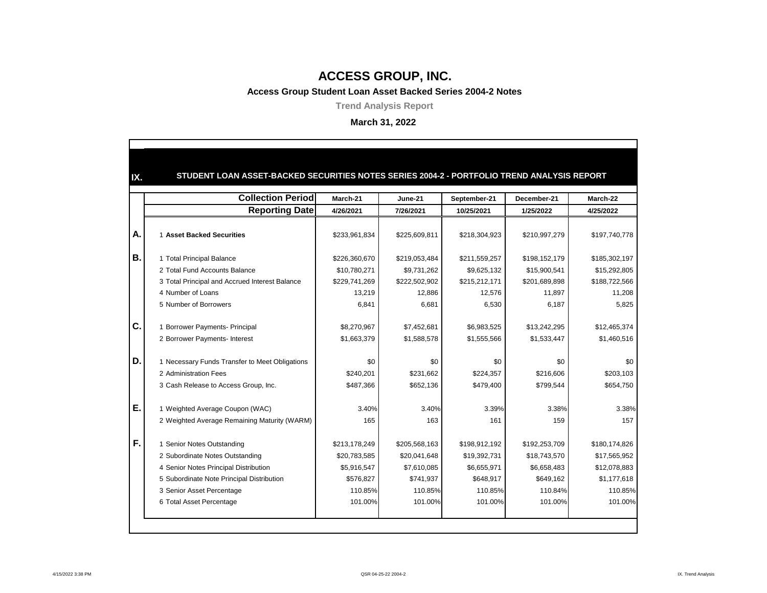# ACCESS GROUP, INC.

### Access Group Student Loan Asset Backed Series 2004-2 Notes

**Trend Analysis Report**

**March 31, 2022**

## IX. STUDENT LOAN ASSET-BACKED SECURITIES NOTES SERIES 2004-2 - PORTFOLIO TREND ANALYSIS REPORT

| | Collection Period | March-21 | June-21 | September-21 | December-21 | March-22 |
|---|---|---|---|---|---|---|
| | Reporting Date | 4/26/2021 | 7/26/2021 | 10/25/2021 | 1/25/2022 | 4/25/2022 |
| A. | 1 **Asset Backed Securities** | $233,961,834 | $225,609,811 | $218,304,923 | $210,997,279 | $197,740,778 |
| B. | 1 Total Principal Balance | $226,360,670 | $219,053,484 | $211,559,257 | $198,152,179 | $185,302,197 |
| | 2 Total Fund Accounts Balance | $10,780,271 | $9,731,262 | $9,625,132 | $15,900,541 | $15,292,805 |
| | 3 Total Principal and Accrued Interest Balance | $229,741,269 | $222,502,902 | $215,212,171 | $201,689,898 | $188,722,566 |
| | 4 Number of Loans | 13,219 | 12,886 | 12,576 | 11,897 | 11,208 |
| | 5 Number of Borrowers | 6,841 | 6,681 | 6,530 | 6,187 | 5,825 |
| C. | 1 Borrower Payments- Principal | $8,270,967 | $7,452,681 | $6,983,525 | $13,242,295 | $12,465,374 |
| | 2 Borrower Payments- Interest | $1,663,379 | $1,588,578 | $1,555,566 | $1,533,447 | $1,460,516 |
| D. | 1 Necessary Funds Transfer to Meet Obligations | $0 | $0 | $0 | $0 | $0 |
| | 2 Administration Fees | $240,201 | $231,662 | $224,357 | $216,606 | $203,103 |
| | 3 Cash Release to Access Group, Inc. | $487,366 | $652,136 | $479,400 | $799,544 | $654,750 |
| E. | 1 Weighted Average Coupon (WAC) | 3.40% | 3.40% | 3.39% | 3.38% | 3.38% |
| | 2 Weighted Average Remaining Maturity (WARM) | 165 | 163 | 161 | 159 | 157 |
| F. | 1 Senior Notes Outstanding | $213,178,249 | $205,568,163 | $198,912,192 | $192,253,709 | $180,174,826 |
| | 2 Subordinate Notes Outstanding | $20,783,585 | $20,041,648 | $19,392,731 | $18,743,570 | $17,565,952 |
| | 4 Senior Notes Principal Distribution | $5,916,547 | $7,610,085 | $6,655,971 | $6,658,483 | $12,078,883 |
| | 5 Subordinate Note Principal Distribution | $576,827 | $741,937 | $648,917 | $649,162 | $1,177,618 |
| | 3 Senior Asset Percentage | 110.85% | 110.85% | 110.85% | 110.84% | 110.85% |
| | 6 Total Asset Percentage | 101.00% | 101.00% | 101.00% | 101.00% | 101.00% |